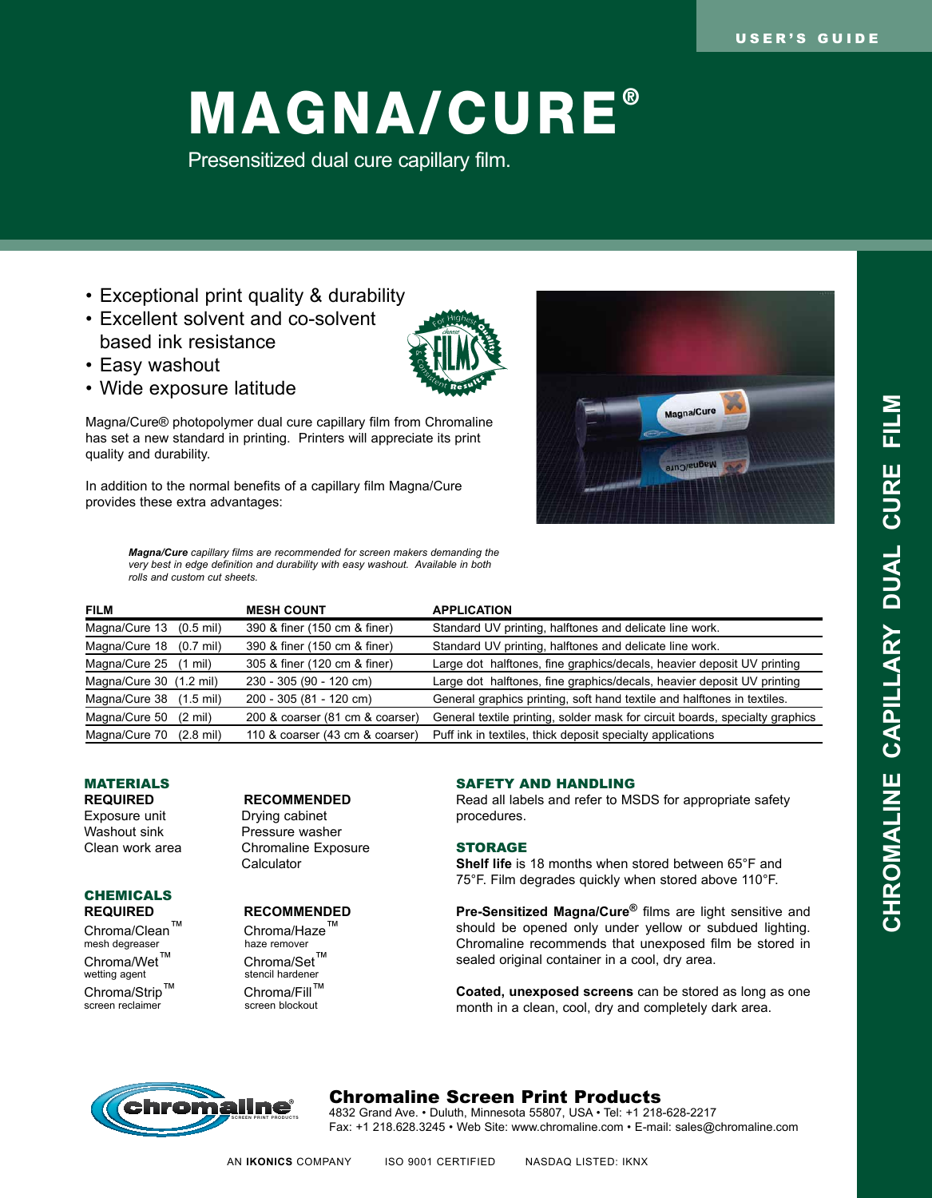USER'S GUIDE

# MAGNA/CURE®

Presensitized dual cure capillary film.

- Exceptional print quality & durability
- Excellent solvent and co-solvent based ink resistance
- Easy washout
- Wide exposure latitude

Magna/Cure® photopolymer dual cure capillary film from Chromaline has set a new standard in printing. Printers will appreciate its print quality and durability.

In addition to the normal benefits of a capillary film Magna/Cure provides these extra advantages:

***Magna/Cure** capillary films are recommended for screen makers demanding the very best in edge definition and durability with easy washout. Available in both rolls and custom cut sheets.*

| FILM | MESH COUNT | APPLICATION |
|---|---|---|
| Magna/Cure 13 (0.5 mil) | 390 & finer (150 cm & finer) | Standard UV printing, halftones and delicate line work. |
| Magna/Cure 18 (0.7 mil) | 390 & finer (150 cm & finer) | Standard UV printing, halftones and delicate line work. |
| Magna/Cure 25 (1 mil) | 305 & finer (120 cm & finer) | Large dot halftones, fine graphics/decals, heavier deposit UV printing |
| Magna/Cure 30 (1.2 mil) | 230 - 305 (90 - 120 cm) | Large dot halftones, fine graphics/decals, heavier deposit UV printing |
| Magna/Cure 38 (1.5 mil) | 200 - 305 (81 - 120 cm) | General graphics printing, soft hand textile and halftones in textiles. |
| Magna/Cure 50 (2 mil) | 200 & coarser (81 cm & coarser) | General textile printing, solder mask for circuit boards, specialty graphics |
| Magna/Cure 70 (2.8 mil) | 110 & coarser (43 cm & coarser) | Puff ink in textiles, thick deposit specialty applications |

## MATERIALS

**REQUIRED**
- Exposure unit
- Washout sink
- Clean work area

**RECOMMENDED**
- Drying cabinet
- Pressure washer
- Chromaline Exposure Calculator

## CHEMICALS

**REQUIRED**
- Chroma/Clean™ mesh degreaser
- Chroma/Wet™ wetting agent
- Chroma/Strip™ screen reclaimer

**RECOMMENDED**
- Chroma/Haze™ haze remover
- Chroma/Set™ stencil hardener
- Chroma/Fill™ screen blockout

## SAFETY AND HANDLING

Read all labels and refer to MSDS for appropriate safety procedures.

## STORAGE

**Shelf life** is 18 months when stored between 65°F and 75°F. Film degrades quickly when stored above 110°F.

**Pre-Sensitized Magna/Cure®** films are light sensitive and should be opened only under yellow or subdued lighting. Chromaline recommends that unexposed film be stored in sealed original container in a cool, dry area.

**Coated, unexposed screens** can be stored as long as one month in a clean, cool, dry and completely dark area.

CHROMALINE CAPILLARY DUAL CURE FILM

**Chromaline Screen Print Products**
4832 Grand Ave. • Duluth, Minnesota 55807, USA • Tel: +1 218-628-2217
Fax: +1 218.628.3245 • Web Site: www.chromaline.com • E-mail: sales@chromaline.com

AN **IKONICS** COMPANY ISO 9001 CERTIFIED NASDAQ LISTED: IKNX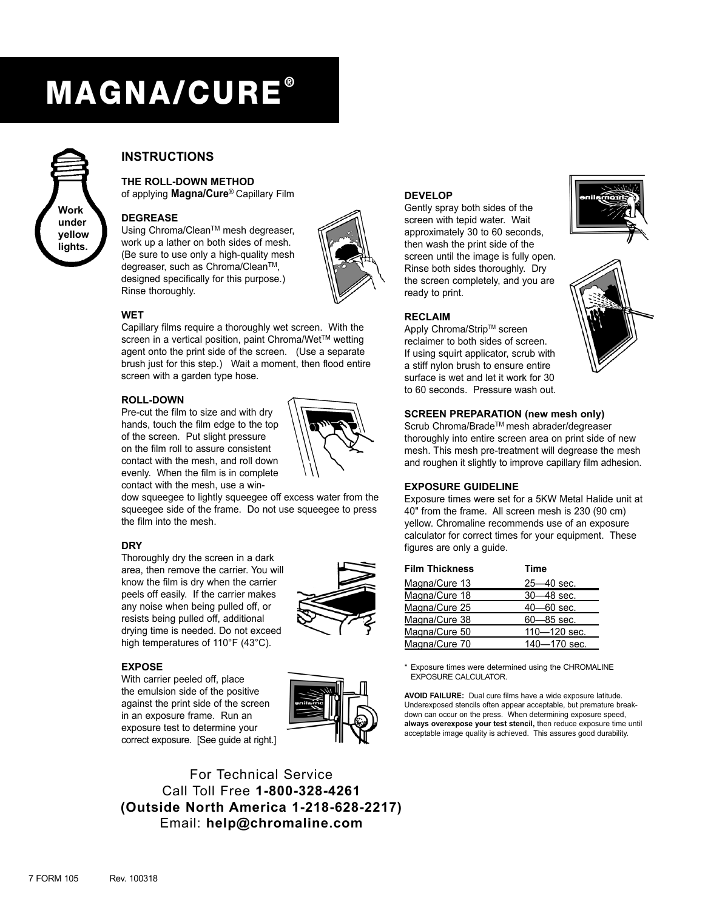// MAGNA/CURE®

Work under yellow lights.

## INSTRUCTIONS

### THE ROLL-DOWN METHOD
of applying **Magna/Cure®** Capillary Film

### DEGREASE
Using Chroma/Clean™ mesh degreaser, work up a lather on both sides of mesh. (Be sure to use only a high-quality mesh degreaser, such as Chroma/Clean™, designed specifically for this purpose.) Rinse thoroughly.

### WET
Capillary films require a thoroughly wet screen. With the screen in a vertical position, paint Chroma/Wet™ wetting agent onto the print side of the screen. (Use a separate brush just for this step.) Wait a moment, then flood entire screen with a garden type hose.

### ROLL-DOWN
Pre-cut the film to size and with dry hands, touch the film edge to the top of the screen. Put slight pressure on the film roll to assure consistent contact with the mesh, and roll down evenly. When the film is in complete contact with the mesh, use a window squeegee to lightly squeegee off excess water from the squeegee side of the frame. Do not use squeegee to press the film into the mesh.

### DRY
Thoroughly dry the screen in a dark area, then remove the carrier. You will know the film is dry when the carrier peels off easily. If the carrier makes any noise when being pulled off, or resists being pulled off, additional drying time is needed. Do not exceed high temperatures of 110°F (43°C).

### EXPOSE
With carrier peeled off, place the emulsion side of the positive against the print side of the screen in an exposure frame. Run an exposure test to determine your correct exposure. [See guide at right.]

### DEVELOP
Gently spray both sides of the screen with tepid water. Wait approximately 30 to 60 seconds, then wash the print side of the screen until the image is fully open. Rinse both sides thoroughly. Dry the screen completely, and you are ready to print.

### RECLAIM
Apply Chroma/Strip™ screen reclaimer to both sides of screen. If using squirt applicator, scrub with a stiff nylon brush to ensure entire surface is wet and let it work for 30 to 60 seconds. Pressure wash out.

### SCREEN PREPARATION (new mesh only)
Scrub Chroma/Brade™ mesh abrader/degreaser thoroughly into entire screen area on print side of new mesh. This mesh pre-treatment will degrease the mesh and roughen it slightly to improve capillary film adhesion.

### EXPOSURE GUIDELINE
Exposure times were set for a 5KW Metal Halide unit at 40" from the frame. All screen mesh is 230 (90 cm) yellow. Chromaline recommends use of an exposure calculator for correct times for your equipment. These figures are only a guide.

| Film Thickness | Time |
|---|---|
| Magna/Cure 13 | 25—40 sec. |
| Magna/Cure 18 | 30—48 sec. |
| Magna/Cure 25 | 40—60 sec. |
| Magna/Cure 38 | 60—85 sec. |
| Magna/Cure 50 | 110—120 sec. |
| Magna/Cure 70 | 140—170 sec. |

* Exposure times were determined using the CHROMALINE EXPOSURE CALCULATOR.

**AVOID FAILURE:** Dual cure films have a wide exposure latitude. Underexposed stencils often appear acceptable, but premature break-down can occur on the press. When determining exposure speed, **always overexpose your test stencil,** then reduce exposure time until acceptable image quality is achieved. This assures good durability.

For Technical Service
Call Toll Free **1-800-328-4261**
**(Outside North America 1-218-628-2217)**
Email: **help@chromaline.com**

7 FORM 105 Rev. 100318